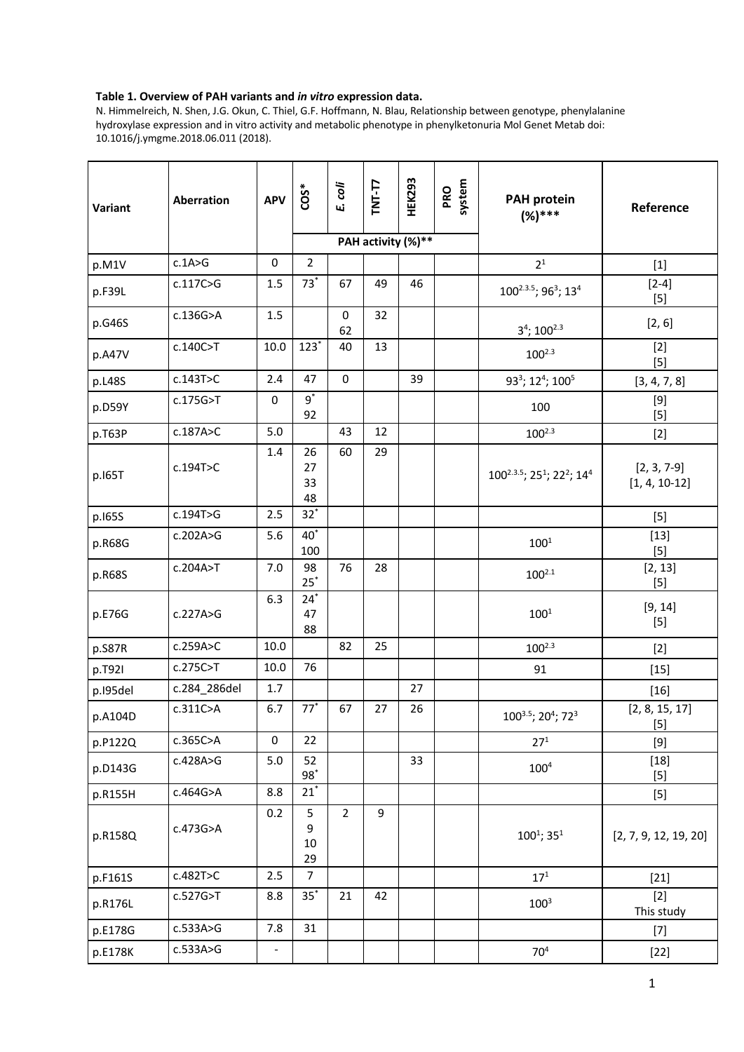**Table 1. Overview of PAH variants and *in vitro* expression data.**

N. Himmelreich, N. Shen, J.G. Okun, C. Thiel, G.F. Hoffmann, N. Blau, Relationship between genotype, phenylalanine hydroxylase expression and in vitro activity and metabolic phenotype in phenylketonuria Mol Genet Metab doi: 10.1016/j.ymgme.2018.06.011 (2018).

| Variant | Aberration | APV | COS* | *E. coli* | TNT-T7 | HEK293 | PRO system | PAH protein (%)*** | Reference |
|---|---|---|---|---|---|---|---|---|---|
| | | | PAH activity (%)** | | | | | | |
| p.M1V | c.1A>G | 0 | 2 | | | | | 2[1] | [1] |
| p.F39L | c.117C>G | 1.5 | 73* | 67 | 49 | 46 | | 100[2.3.5]; 96[3]; 13[4] | [2-4] [5] |
| p.G46S | c.136G>A | 1.5 | | 0 62 | 32 | | | 3[4]; 100[2.3] | [2, 6] |
| p.A47V | c.140C>T | 10.0 | 123* | 40 | 13 | | | 100[2.3] | [2] [5] |
| p.L48S | c.143T>C | 2.4 | 47 | 0 | | 39 | | 93[3]; 12[4]; 100[5] | [3, 4, 7, 8] |
| p.D59Y | c.175G>T | 0 | 9* 92 | | | | | 100 | [9] [5] |
| p.T63P | c.187A>C | 5.0 | | 43 | 12 | | | 100[2.3] | [2] |
| p.I65T | c.194T>C | 1.4 | 26 27 33 48 | 60 | 29 | | | 100[2.3.5]; 25[1]; 22[2]; 14[4] | [2, 3, 7-9] [1, 4, 10-12] |
| p.I65S | c.194T>G | 2.5 | 32* | | | | | | [5] |
| p.R68G | c.202A>G | 5.6 | 40* 100 | | | | | 100[1] | [13] [5] |
| p.R68S | c.204A>T | 7.0 | 98 25* | 76 | 28 | | | 100[2.1] | [2, 13] [5] |
| p.E76G | c.227A>G | 6.3 | 24* 47 88 | | | | | 100[1] | [9, 14] [5] |
| p.S87R | c.259A>C | 10.0 | | 82 | 25 | | | 100[2.3] | [2] |
| p.T92I | c.275C>T | 10.0 | 76 | | | | | 91 | [15] |
| p.I95del | c.284_286del | 1.7 | | | | 27 | | | [16] |
| p.A104D | c.311C>A | 6.7 | 77* | 67 | 27 | 26 | | 100[3.5]; 20[4]; 72[3] | [2, 8, 15, 17] [5] |
| p.P122Q | c.365C>A | 0 | 22 | | | | | 27[1] | [9] |
| p.D143G | c.428A>G | 5.0 | 52 98* | | | 33 | | 100[4] | [18] [5] |
| p.R155H | c.464G>A | 8.8 | 21* | | | | | | [5] |
| p.R158Q | c.473G>A | 0.2 | 5 9 10 29 | 2 | 9 | | | 100[1]; 35[1] | [2, 7, 9, 12, 19, 20] |
| p.F161S | c.482T>C | 2.5 | 7 | | | | | 17[1] | [21] |
| p.R176L | c.527G>T | 8.8 | 35* | 21 | 42 | | | 100[3] | [2] This study |
| p.E178G | c.533A>G | 7.8 | 31 | | | | | | [7] |
| p.E178K | c.533A>G | - | | | | | | 70[4] | [22] |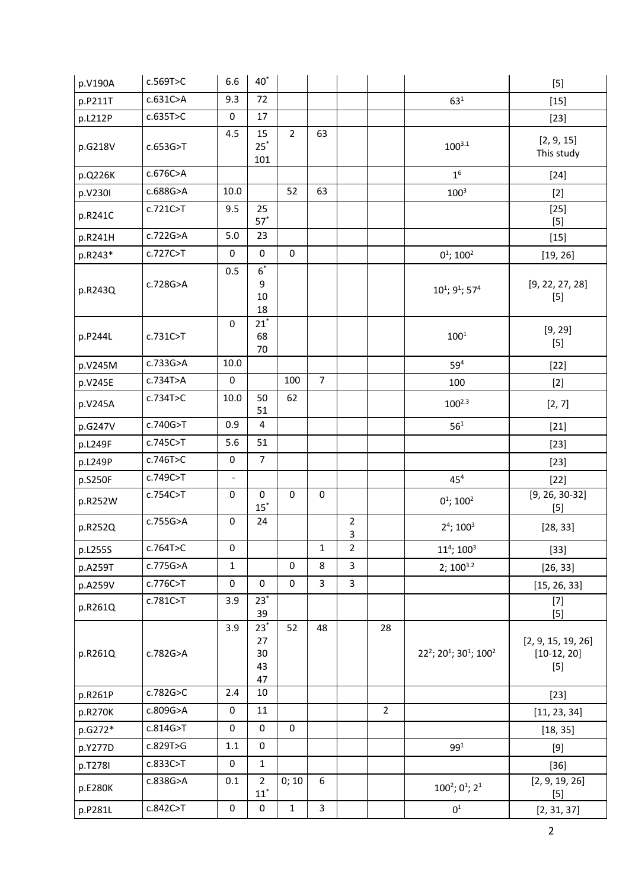| | | | | | | | | | |
|---|---|---|---|---|---|---|---|---|---|
| p.V190A | c.569T>C | 6.6 | 40* | | | | | | [5] |
| p.P211T | c.631C>A | 9.3 | 72 | | | | | 63[1] | [15] |
| p.L212P | c.635T>C | 0 | 17 | | | | | | [23] |
| p.G218V | c.653G>T | 4.5 | 15<br>25*<br>101 | 2 | 63 | | | 100[3.1] | [2, 9, 15]<br>This study |
| p.Q226K | c.676C>A | | | | | | | 1[6] | [24] |
| p.V230I | c.688G>A | 10.0 | | 52 | 63 | | | 100[3] | [2] |
| p.R241C | c.721C>T | 9.5 | 25<br>57* | | | | | | [25]<br>[5] |
| p.R241H | c.722G>A | 5.0 | 23 | | | | | | [15] |
| p.R243* | c.727C>T | 0 | 0 | 0 | | | | 0[1]; 100[2] | [19, 26] |
| p.R243Q | c.728G>A | 0.5 | 6*<br>9<br>10<br>18 | | | | | 10[1]; 9[1]; 57[4] | [9, 22, 27, 28]<br>[5] |
| p.P244L | c.731C>T | 0 | 21*<br>68<br>70 | | | | | 100[1] | [9, 29]<br>[5] |
| p.V245M | c.733G>A | 10.0 | | | | | | 59[4] | [22] |
| p.V245E | c.734T>A | 0 | | 100 | 7 | | | 100 | [2] |
| p.V245A | c.734T>C | 10.0 | 50<br>51 | 62 | | | | 100[2.3] | [2, 7] |
| p.G247V | c.740G>T | 0.9 | 4 | | | | | 56[1] | [21] |
| p.L249F | c.745C>T | 5.6 | 51 | | | | | | [23] |
| p.L249P | c.746T>C | 0 | 7 | | | | | | [23] |
| p.S250F | c.749C>T | - | | | | | | 45[4] | [22] |
| p.R252W | c.754C>T | 0 | 0<br>15* | 0 | 0 | | | 0[1]; 100[2] | [9, 26, 30-32]<br>[5] |
| p.R252Q | c.755G>A | 0 | 24 | | | 2<br>3 | | 2[4]; 100[3] | [28, 33] |
| p.L255S | c.764T>C | 0 | | | 1 | 2 | | 11[4]; 100[3] | [33] |
| p.A259T | c.775G>A | 1 | | 0 | 8 | 3 | | 2; 100[3.2] | [26, 33] |
| p.A259V | c.776C>T | 0 | 0 | 0 | 3 | 3 | | | [15, 26, 33] |
| p.R261Q | c.781C>T | 3.9 | 23*<br>39 | | | | | | [7]<br>[5] |
| p.R261Q | c.782G>A | 3.9 | 23*<br>27<br>30<br>43<br>47 | 52 | 48 | | 28 | 22[2]; 20[1]; 30[1]; 100[2] | [2, 9, 15, 19, 26]<br>[10-12, 20]<br>[5] |
| p.R261P | c.782G>C | 2.4 | 10 | | | | | | [23] |
| p.R270K | c.809G>A | 0 | 11 | | | | 2 | | [11, 23, 34] |
| p.G272* | c.814G>T | 0 | 0 | 0 | | | | | [18, 35] |
| p.Y277D | c.829T>G | 1.1 | 0 | | | | | 99[1] | [9] |
| p.T278I | c.833C>T | 0 | 1 | | | | | | [36] |
| p.E280K | c.838G>A | 0.1 | 2<br>11* | 0; 10 | 6 | | | 100[2]; 0[1]; 2[1] | [2, 9, 19, 26]<br>[5] |
| p.P281L | c.842C>T | 0 | 0 | 1 | 3 | | | 0[1] | [2, 31, 37] |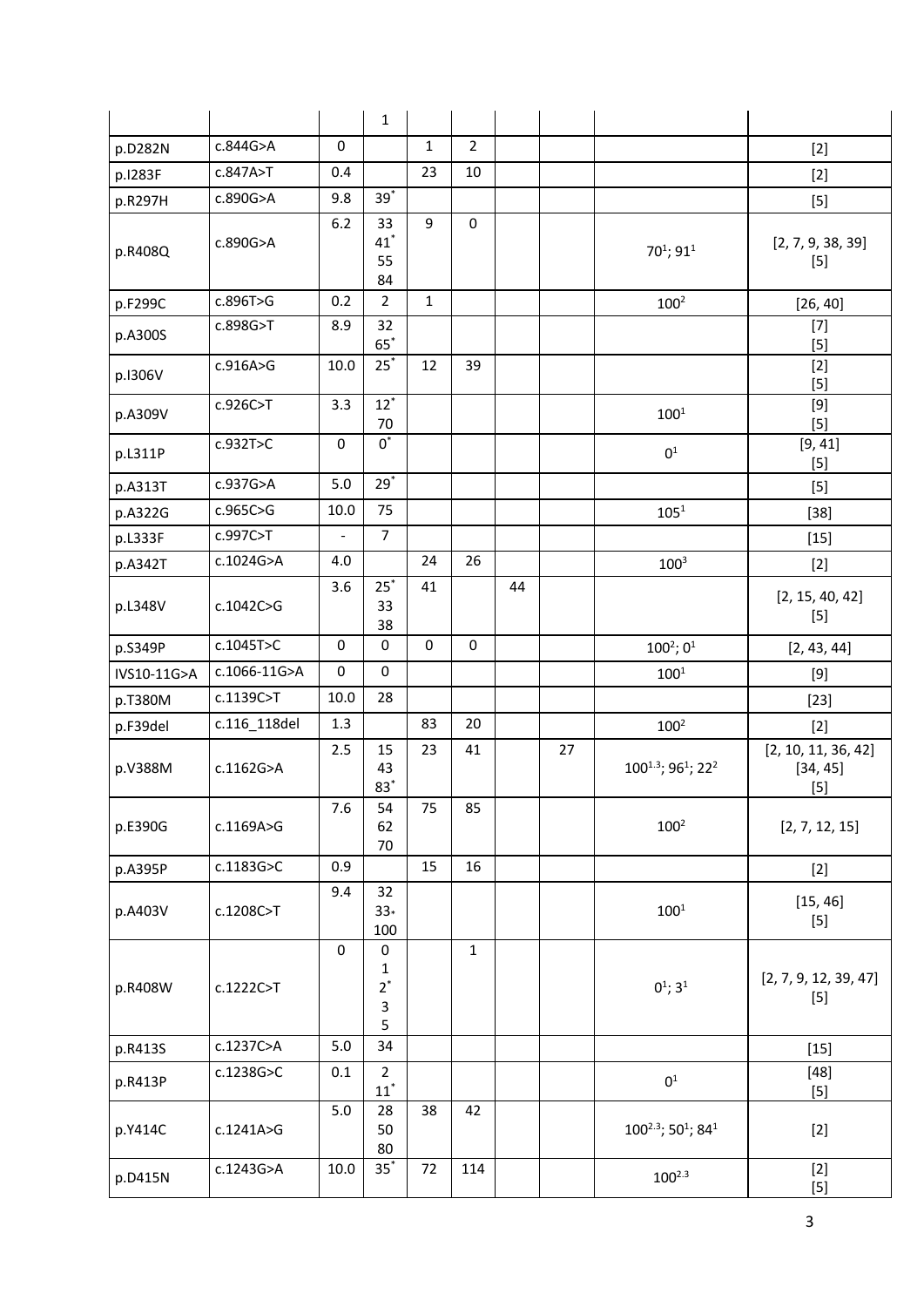| | | | 1 | | | | | | |
|---|---|---|---|---|---|---|---|---|---|
| p.D282N | c.844G>A | 0 | | 1 | 2 | | | | [2] |
| p.I283F | c.847A>T | 0.4 | | 23 | 10 | | | | [2] |
| p.R297H | c.890G>A | 9.8 | 39* | | | | | | [5] |
| p.R408Q | c.890G>A | 6.2 | 33 41* 55 84 | 9 | 0 | | | 70[1]; 91[1] | [2, 7, 9, 38, 39] [5] |
| p.F299C | c.896T>G | 0.2 | 2 | 1 | | | | 100[2] | [26, 40] |
| p.A300S | c.898G>T | 8.9 | 32 65* | | | | | | [7] [5] |
| p.I306V | c.916A>G | 10.0 | 25* | 12 | 39 | | | | [2] [5] |
| p.A309V | c.926C>T | 3.3 | 12* 70 | | | | | 100[1] | [9] [5] |
| p.L311P | c.932T>C | 0 | 0* | | | | | 0[1] | [9, 41] [5] |
| p.A313T | c.937G>A | 5.0 | 29* | | | | | | [5] |
| p.A322G | c.965C>G | 10.0 | 75 | | | | | 105[1] | [38] |
| p.L333F | c.997C>T | - | 7 | | | | | | [15] |
| p.A342T | c.1024G>A | 4.0 | | 24 | 26 | | | 100[3] | [2] |
| p.L348V | c.1042C>G | 3.6 | 25* 33 38 | 41 | | 44 | | | [2, 15, 40, 42] [5] |
| p.S349P | c.1045T>C | 0 | 0 | 0 | 0 | | | 100[2]; 0[1] | [2, 43, 44] |
| IVS10-11G>A | c.1066-11G>A | 0 | 0 | | | | | 100[1] | [9] |
| p.T380M | c.1139C>T | 10.0 | 28 | | | | | | [23] |
| p.F39del | c.116_118del | 1.3 | | 83 | 20 | | | 100[2] | [2] |
| p.V388M | c.1162G>A | 2.5 | 15 43 83* | 23 | 41 | | 27 | 100[1,3]; 96[1]; 22[2] | [2, 10, 11, 36, 42] [34, 45] [5] |
| p.E390G | c.1169A>G | 7.6 | 54 62 70 | 75 | 85 | | | 100[2] | [2, 7, 12, 15] |
| p.A395P | c.1183G>C | 0.9 | | 15 | 16 | | | | [2] |
| p.A403V | c.1208C>T | 9.4 | 32 33* 100 | | | | | 100[1] | [15, 46] [5] |
| p.R408W | c.1222C>T | 0 | 0 1 2* 3 5 | | 1 | | | 0[1]; 3[1] | [2, 7, 9, 12, 39, 47] [5] |
| p.R413S | c.1237C>A | 5.0 | 34 | | | | | | [15] |
| p.R413P | c.1238G>C | 0.1 | 2 11* | | | | | 0[1] | [48] [5] |
| p.Y414C | c.1241A>G | 5.0 | 28 50 80 | 38 | 42 | | | 100[2,3]; 50[1]; 84[1] | [2] |
| p.D415N | c.1243G>A | 10.0 | 35* | 72 | 114 | | | 100[2,3] | [2] [5] |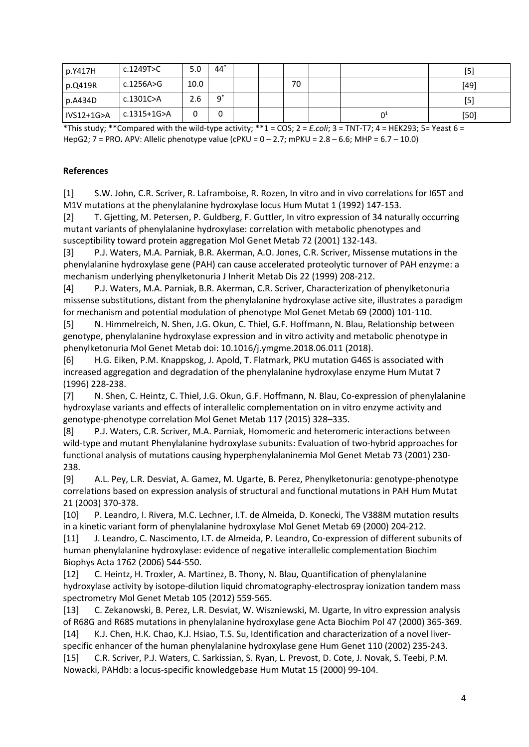| | | | | | | | | | |
|---|---|---|---|---|---|---|---|---|---|
| p.Y417H | c.1249T>C | 5.0 | 44* | | | | | | [5] |
| p.Q419R | c.1256A>G | 10.0 | | | | 70 | | | [49] |
| p.A434D | c.1301C>A | 2.6 | 9* | | | | | | [5] |
| IVS12+1G>A | c.1315+1G>A | 0 | 0 | | | | | 0[1] | [50] |

*This study; **Compared with the wild-type activity; **1 = COS; 2 = *E.coli*; 3 = TNT-T7; 4 = HEK293; 5= Yeast 6 = HepG2; 7 = PRO**.** APV: Allelic phenotype value (cPKU = 0 – 2.7; mPKU = 2.8 – 6.6; MHP = 6.7 – 10.0)

## References

[1] S.W. John, C.R. Scriver, R. Laframboise, R. Rozen, In vitro and in vivo correlations for I65T and M1V mutations at the phenylalanine hydroxylase locus Hum Mutat 1 (1992) 147-153.

[2] T. Gjetting, M. Petersen, P. Guldberg, F. Guttler, In vitro expression of 34 naturally occurring mutant variants of phenylalanine hydroxylase: correlation with metabolic phenotypes and susceptibility toward protein aggregation Mol Genet Metab 72 (2001) 132-143.

[3] P.J. Waters, M.A. Parniak, B.R. Akerman, A.O. Jones, C.R. Scriver, Missense mutations in the phenylalanine hydroxylase gene (PAH) can cause accelerated proteolytic turnover of PAH enzyme: a mechanism underlying phenylketonuria J Inherit Metab Dis 22 (1999) 208-212.

[4] P.J. Waters, M.A. Parniak, B.R. Akerman, C.R. Scriver, Characterization of phenylketonuria missense substitutions, distant from the phenylalanine hydroxylase active site, illustrates a paradigm for mechanism and potential modulation of phenotype Mol Genet Metab 69 (2000) 101-110.

[5] N. Himmelreich, N. Shen, J.G. Okun, C. Thiel, G.F. Hoffmann, N. Blau, Relationship between genotype, phenylalanine hydroxylase expression and in vitro activity and metabolic phenotype in phenylketonuria Mol Genet Metab doi: 10.1016/j.ymgme.2018.06.011 (2018).

[6] H.G. Eiken, P.M. Knappskog, J. Apold, T. Flatmark, PKU mutation G46S is associated with increased aggregation and degradation of the phenylalanine hydroxylase enzyme Hum Mutat 7 (1996) 228-238.

[7] N. Shen, C. Heintz, C. Thiel, J.G. Okun, G.F. Hoffmann, N. Blau, Co-expression of phenylalanine hydroxylase variants and effects of interallelic complementation on in vitro enzyme activity and genotype-phenotype correlation Mol Genet Metab 117 (2015) 328–335.

[8] P.J. Waters, C.R. Scriver, M.A. Parniak, Homomeric and heteromeric interactions between wild-type and mutant Phenylalanine hydroxylase subunits: Evaluation of two-hybrid approaches for functional analysis of mutations causing hyperphenylalaninemia Mol Genet Metab 73 (2001) 230-238.

[9] A.L. Pey, L.R. Desviat, A. Gamez, M. Ugarte, B. Perez, Phenylketonuria: genotype-phenotype correlations based on expression analysis of structural and functional mutations in PAH Hum Mutat 21 (2003) 370-378.

[10] P. Leandro, I. Rivera, M.C. Lechner, I.T. de Almeida, D. Konecki, The V388M mutation results in a kinetic variant form of phenylalanine hydroxylase Mol Genet Metab 69 (2000) 204-212.

[11] J. Leandro, C. Nascimento, I.T. de Almeida, P. Leandro, Co-expression of different subunits of human phenylalanine hydroxylase: evidence of negative interallelic complementation Biochim Biophys Acta 1762 (2006) 544-550.

[12] C. Heintz, H. Troxler, A. Martinez, B. Thony, N. Blau, Quantification of phenylalanine hydroxylase activity by isotope-dilution liquid chromatography-electrospray ionization tandem mass spectrometry Mol Genet Metab 105 (2012) 559-565.

[13] C. Zekanowski, B. Perez, L.R. Desviat, W. Wiszniewski, M. Ugarte, In vitro expression analysis of R68G and R68S mutations in phenylalanine hydroxylase gene Acta Biochim Pol 47 (2000) 365-369.

[14] K.J. Chen, H.K. Chao, K.J. Hsiao, T.S. Su, Identification and characterization of a novel liver-specific enhancer of the human phenylalanine hydroxylase gene Hum Genet 110 (2002) 235-243.

[15] C.R. Scriver, P.J. Waters, C. Sarkissian, S. Ryan, L. Prevost, D. Cote, J. Novak, S. Teebi, P.M. Nowacki, PAHdb: a locus-specific knowledgebase Hum Mutat 15 (2000) 99-104.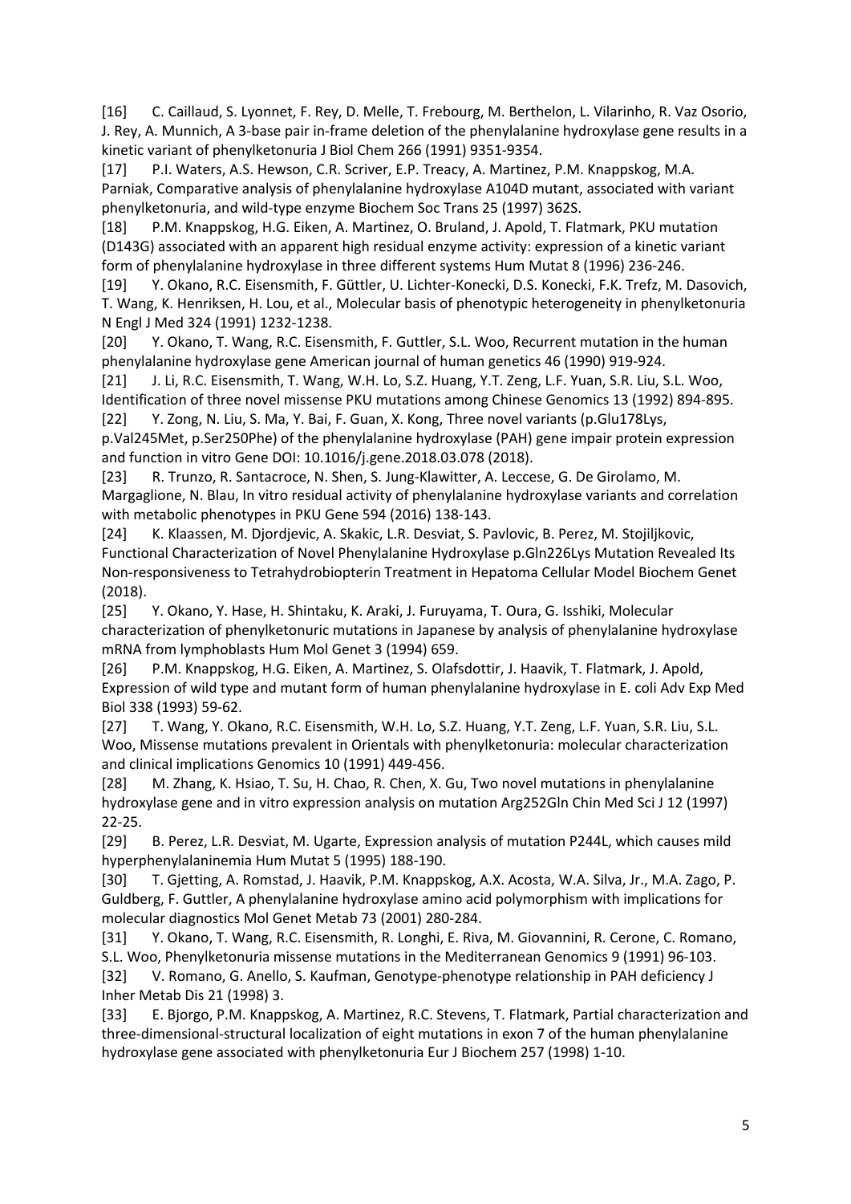[16] C. Caillaud, S. Lyonnet, F. Rey, D. Melle, T. Frebourg, M. Berthelon, L. Vilarinho, R. Vaz Osorio, J. Rey, A. Munnich, A 3-base pair in-frame deletion of the phenylalanine hydroxylase gene results in a kinetic variant of phenylketonuria J Biol Chem 266 (1991) 9351-9354.

[17] P.I. Waters, A.S. Hewson, C.R. Scriver, E.P. Treacy, A. Martinez, P.M. Knappskog, M.A. Parniak, Comparative analysis of phenylalanine hydroxylase A104D mutant, associated with variant phenylketonuria, and wild-type enzyme Biochem Soc Trans 25 (1997) 362S.

[18] P.M. Knappskog, H.G. Eiken, A. Martinez, O. Bruland, J. Apold, T. Flatmark, PKU mutation (D143G) associated with an apparent high residual enzyme activity: expression of a kinetic variant form of phenylalanine hydroxylase in three different systems Hum Mutat 8 (1996) 236-246.

[19] Y. Okano, R.C. Eisensmith, F. Güttler, U. Lichter-Konecki, D.S. Konecki, F.K. Trefz, M. Dasovich, T. Wang, K. Henriksen, H. Lou, et al., Molecular basis of phenotypic heterogeneity in phenylketonuria N Engl J Med 324 (1991) 1232-1238.

[20] Y. Okano, T. Wang, R.C. Eisensmith, F. Guttler, S.L. Woo, Recurrent mutation in the human phenylalanine hydroxylase gene American journal of human genetics 46 (1990) 919-924.

[21] J. Li, R.C. Eisensmith, T. Wang, W.H. Lo, S.Z. Huang, Y.T. Zeng, L.F. Yuan, S.R. Liu, S.L. Woo, Identification of three novel missense PKU mutations among Chinese Genomics 13 (1992) 894-895.

[22] Y. Zong, N. Liu, S. Ma, Y. Bai, F. Guan, X. Kong, Three novel variants (p.Glu178Lys, p.Val245Met, p.Ser250Phe) of the phenylalanine hydroxylase (PAH) gene impair protein expression and function in vitro Gene DOI: 10.1016/j.gene.2018.03.078 (2018).

[23] R. Trunzo, R. Santacroce, N. Shen, S. Jung-Klawitter, A. Leccese, G. De Girolamo, M. Margaglione, N. Blau, In vitro residual activity of phenylalanine hydroxylase variants and correlation with metabolic phenotypes in PKU Gene 594 (2016) 138-143.

[24] K. Klaassen, M. Djordjevic, A. Skakic, L.R. Desviat, S. Pavlovic, B. Perez, M. Stojiljkovic, Functional Characterization of Novel Phenylalanine Hydroxylase p.Gln226Lys Mutation Revealed Its Non-responsiveness to Tetrahydrobiopterin Treatment in Hepatoma Cellular Model Biochem Genet (2018).

[25] Y. Okano, Y. Hase, H. Shintaku, K. Araki, J. Furuyama, T. Oura, G. Isshiki, Molecular characterization of phenylketonuric mutations in Japanese by analysis of phenylalanine hydroxylase mRNA from lymphoblasts Hum Mol Genet 3 (1994) 659.

[26] P.M. Knappskog, H.G. Eiken, A. Martinez, S. Olafsdottir, J. Haavik, T. Flatmark, J. Apold, Expression of wild type and mutant form of human phenylalanine hydroxylase in E. coli Adv Exp Med Biol 338 (1993) 59-62.

[27] T. Wang, Y. Okano, R.C. Eisensmith, W.H. Lo, S.Z. Huang, Y.T. Zeng, L.F. Yuan, S.R. Liu, S.L. Woo, Missense mutations prevalent in Orientals with phenylketonuria: molecular characterization and clinical implications Genomics 10 (1991) 449-456.

[28] M. Zhang, K. Hsiao, T. Su, H. Chao, R. Chen, X. Gu, Two novel mutations in phenylalanine hydroxylase gene and in vitro expression analysis on mutation Arg252Gln Chin Med Sci J 12 (1997) 22-25.

[29] B. Perez, L.R. Desviat, M. Ugarte, Expression analysis of mutation P244L, which causes mild hyperphenylalaninemia Hum Mutat 5 (1995) 188-190.

[30] T. Gjetting, A. Romstad, J. Haavik, P.M. Knappskog, A.X. Acosta, W.A. Silva, Jr., M.A. Zago, P. Guldberg, F. Guttler, A phenylalanine hydroxylase amino acid polymorphism with implications for molecular diagnostics Mol Genet Metab 73 (2001) 280-284.

[31] Y. Okano, T. Wang, R.C. Eisensmith, R. Longhi, E. Riva, M. Giovannini, R. Cerone, C. Romano, S.L. Woo, Phenylketonuria missense mutations in the Mediterranean Genomics 9 (1991) 96-103.

[32] V. Romano, G. Anello, S. Kaufman, Genotype-phenotype relationship in PAH deficiency J Inher Metab Dis 21 (1998) 3.

[33] E. Bjorgo, P.M. Knappskog, A. Martinez, R.C. Stevens, T. Flatmark, Partial characterization and three-dimensional-structural localization of eight mutations in exon 7 of the human phenylalanine hydroxylase gene associated with phenylketonuria Eur J Biochem 257 (1998) 1-10.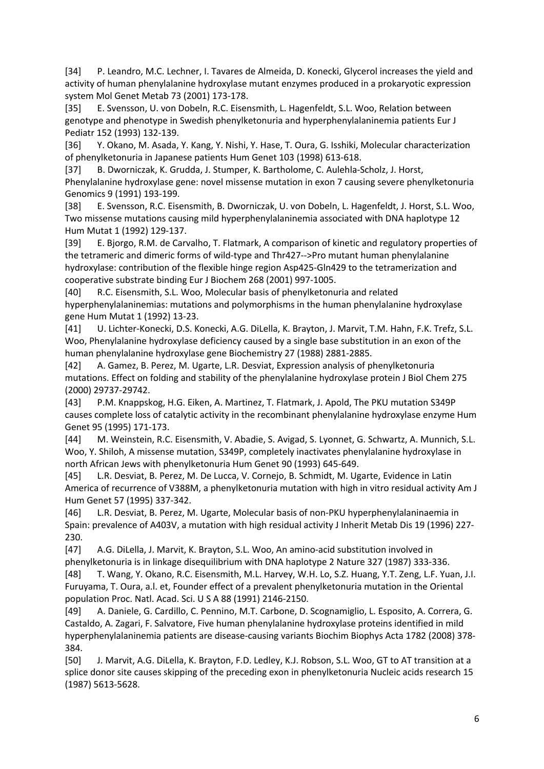[34] P. Leandro, M.C. Lechner, I. Tavares de Almeida, D. Konecki, Glycerol increases the yield and activity of human phenylalanine hydroxylase mutant enzymes produced in a prokaryotic expression system Mol Genet Metab 73 (2001) 173-178.

[35] E. Svensson, U. von Dobeln, R.C. Eisensmith, L. Hagenfeldt, S.L. Woo, Relation between genotype and phenotype in Swedish phenylketonuria and hyperphenylalaninemia patients Eur J Pediatr 152 (1993) 132-139.

[36] Y. Okano, M. Asada, Y. Kang, Y. Nishi, Y. Hase, T. Oura, G. Isshiki, Molecular characterization of phenylketonuria in Japanese patients Hum Genet 103 (1998) 613-618.

[37] B. Dworniczak, K. Grudda, J. Stumper, K. Bartholome, C. Aulehla-Scholz, J. Horst, Phenylalanine hydroxylase gene: novel missense mutation in exon 7 causing severe phenylketonuria Genomics 9 (1991) 193-199.

[38] E. Svensson, R.C. Eisensmith, B. Dworniczak, U. von Dobeln, L. Hagenfeldt, J. Horst, S.L. Woo, Two missense mutations causing mild hyperphenylalaninemia associated with DNA haplotype 12 Hum Mutat 1 (1992) 129-137.

[39] E. Bjorgo, R.M. de Carvalho, T. Flatmark, A comparison of kinetic and regulatory properties of the tetrameric and dimeric forms of wild-type and Thr427-->Pro mutant human phenylalanine hydroxylase: contribution of the flexible hinge region Asp425-Gln429 to the tetramerization and cooperative substrate binding Eur J Biochem 268 (2001) 997-1005.

[40] R.C. Eisensmith, S.L. Woo, Molecular basis of phenylketonuria and related hyperphenylalaninemias: mutations and polymorphisms in the human phenylalanine hydroxylase gene Hum Mutat 1 (1992) 13-23.

[41] U. Lichter-Konecki, D.S. Konecki, A.G. DiLella, K. Brayton, J. Marvit, T.M. Hahn, F.K. Trefz, S.L. Woo, Phenylalanine hydroxylase deficiency caused by a single base substitution in an exon of the human phenylalanine hydroxylase gene Biochemistry 27 (1988) 2881-2885.

[42] A. Gamez, B. Perez, M. Ugarte, L.R. Desviat, Expression analysis of phenylketonuria mutations. Effect on folding and stability of the phenylalanine hydroxylase protein J Biol Chem 275 (2000) 29737-29742.

[43] P.M. Knappskog, H.G. Eiken, A. Martinez, T. Flatmark, J. Apold, The PKU mutation S349P causes complete loss of catalytic activity in the recombinant phenylalanine hydroxylase enzyme Hum Genet 95 (1995) 171-173.

[44] M. Weinstein, R.C. Eisensmith, V. Abadie, S. Avigad, S. Lyonnet, G. Schwartz, A. Munnich, S.L. Woo, Y. Shiloh, A missense mutation, S349P, completely inactivates phenylalanine hydroxylase in north African Jews with phenylketonuria Hum Genet 90 (1993) 645-649.

[45] L.R. Desviat, B. Perez, M. De Lucca, V. Cornejo, B. Schmidt, M. Ugarte, Evidence in Latin America of recurrence of V388M, a phenylketonuria mutation with high in vitro residual activity Am J Hum Genet 57 (1995) 337-342.

[46] L.R. Desviat, B. Perez, M. Ugarte, Molecular basis of non-PKU hyperphenylalaninaemia in Spain: prevalence of A403V, a mutation with high residual activity J Inherit Metab Dis 19 (1996) 227-230.

[47] A.G. DiLella, J. Marvit, K. Brayton, S.L. Woo, An amino-acid substitution involved in phenylketonuria is in linkage disequilibrium with DNA haplotype 2 Nature 327 (1987) 333-336.

[48] T. Wang, Y. Okano, R.C. Eisensmith, M.L. Harvey, W.H. Lo, S.Z. Huang, Y.T. Zeng, L.F. Yuan, J.I. Furuyama, T. Oura, a.l. et, Founder effect of a prevalent phenylketonuria mutation in the Oriental population Proc. Natl. Acad. Sci. U S A 88 (1991) 2146-2150.

[49] A. Daniele, G. Cardillo, C. Pennino, M.T. Carbone, D. Scognamiglio, L. Esposito, A. Correra, G. Castaldo, A. Zagari, F. Salvatore, Five human phenylalanine hydroxylase proteins identified in mild hyperphenylalaninemia patients are disease-causing variants Biochim Biophys Acta 1782 (2008) 378-384.

[50] J. Marvit, A.G. DiLella, K. Brayton, F.D. Ledley, K.J. Robson, S.L. Woo, GT to AT transition at a splice donor site causes skipping of the preceding exon in phenylketonuria Nucleic acids research 15 (1987) 5613-5628.